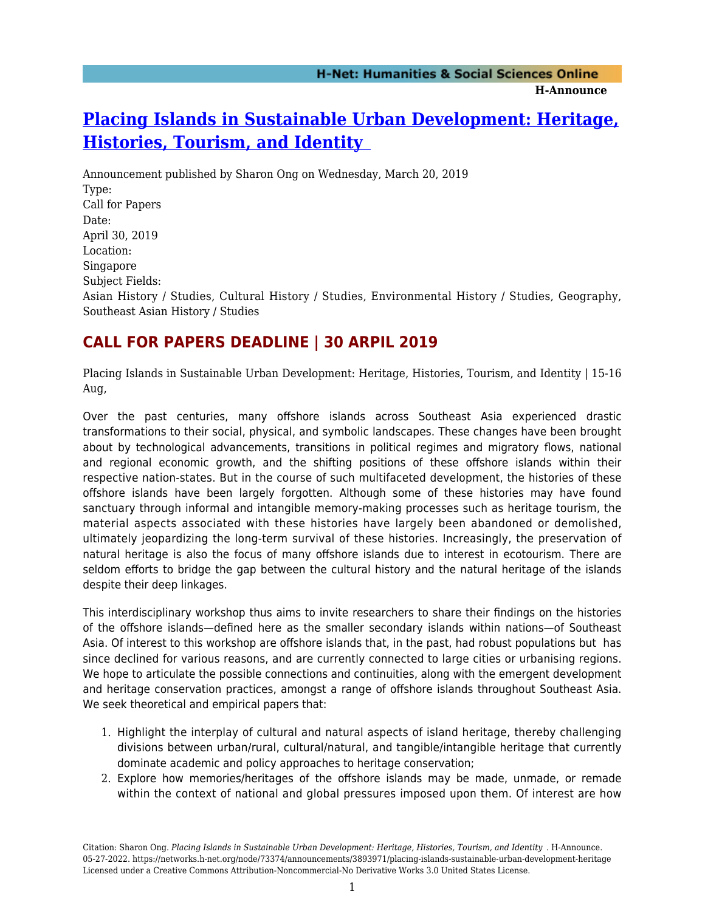# [Placing Islands in Sustainable Urban Development: Heritage, Histories, Tourism, and Identity](https://networks.h-net.org/node/73374/announcements/3893971/placing-islands-sustainable-urban-development-heritage)

Announcement published by Sharon Ong on Wednesday, March 20, 2019

Type:
Call for Papers

Date:
April 30, 2019

Location:
Singapore

Subject Fields:
Asian History / Studies, Cultural History / Studies, Environmental History / Studies, Geography, Southeast Asian History / Studies

## CALL FOR PAPERS DEADLINE | 30 ARPIL 2019

Placing Islands in Sustainable Urban Development: Heritage, Histories, Tourism, and Identity | 15-16 Aug,

Over the past centuries, many offshore islands across Southeast Asia experienced drastic transformations to their social, physical, and symbolic landscapes. These changes have been brought about by technological advancements, transitions in political regimes and migratory flows, national and regional economic growth, and the shifting positions of these offshore islands within their respective nation-states. But in the course of such multifaceted development, the histories of these offshore islands have been largely forgotten. Although some of these histories may have found sanctuary through informal and intangible memory-making processes such as heritage tourism, the material aspects associated with these histories have largely been abandoned or demolished, ultimately jeopardizing the long-term survival of these histories. Increasingly, the preservation of natural heritage is also the focus of many offshore islands due to interest in ecotourism. There are seldom efforts to bridge the gap between the cultural history and the natural heritage of the islands despite their deep linkages.

This interdisciplinary workshop thus aims to invite researchers to share their findings on the histories of the offshore islands—defined here as the smaller secondary islands within nations—of Southeast Asia. Of interest to this workshop are offshore islands that, in the past, had robust populations but has since declined for various reasons, and are currently connected to large cities or urbanising regions. We hope to articulate the possible connections and continuities, along with the emergent development and heritage conservation practices, amongst a range of offshore islands throughout Southeast Asia. We seek theoretical and empirical papers that:

1. Highlight the interplay of cultural and natural aspects of island heritage, thereby challenging divisions between urban/rural, cultural/natural, and tangible/intangible heritage that currently dominate academic and policy approaches to heritage conservation;
2. Explore how memories/heritages of the offshore islands may be made, unmade, or remade within the context of national and global pressures imposed upon them. Of interest are how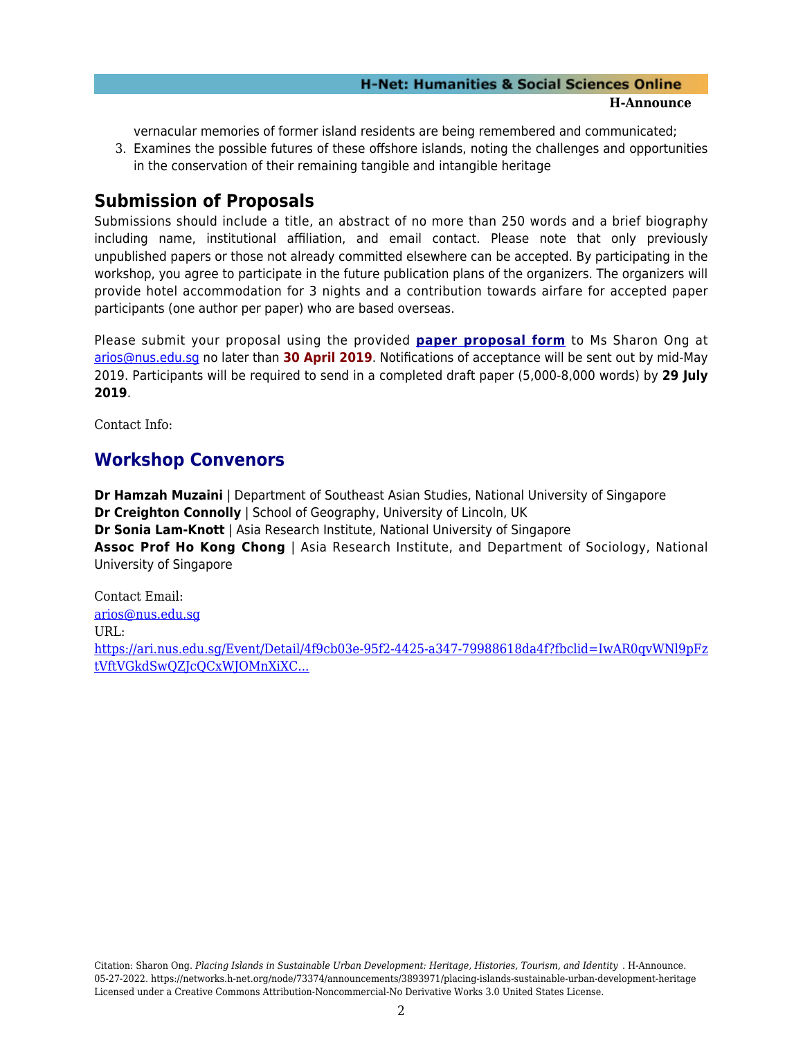vernacular memories of former island residents are being remembered and communicated;

3. Examines the possible futures of these offshore islands, noting the challenges and opportunities in the conservation of their remaining tangible and intangible heritage

## Submission of Proposals

Submissions should include a title, an abstract of no more than 250 words and a brief biography including name, institutional affiliation, and email contact. Please note that only previously unpublished papers or those not already committed elsewhere can be accepted. By participating in the workshop, you agree to participate in the future publication plans of the organizers. The organizers will provide hotel accommodation for 3 nights and a contribution towards airfare for accepted paper participants (one author per paper) who are based overseas.

Please submit your proposal using the provided **paper proposal form** to Ms Sharon Ong at arios@nus.edu.sg no later than **30 April 2019**. Notifications of acceptance will be sent out by mid-May 2019. Participants will be required to send in a completed draft paper (5,000-8,000 words) by **29 July 2019**.

Contact Info:

## Workshop Convenors

**Dr Hamzah Muzaini** | Department of Southeast Asian Studies, National University of Singapore
**Dr Creighton Connolly** | School of Geography, University of Lincoln, UK
**Dr Sonia Lam-Knott** | Asia Research Institute, National University of Singapore
**Assoc Prof Ho Kong Chong** | Asia Research Institute, and Department of Sociology, National University of Singapore

Contact Email:
arios@nus.edu.sg
URL:
https://ari.nus.edu.sg/Event/Detail/4f9cb03e-95f2-4425-a347-79988618da4f?fbclid=IwAR0qvWNl9pFztVftVGkdSwQZJcQCxWJOMnXiXC...

Citation: Sharon Ong. *Placing Islands in Sustainable Urban Development: Heritage, Histories, Tourism, and Identity* . H-Announce. 05-27-2022. https://networks.h-net.org/node/73374/announcements/3893971/placing-islands-sustainable-urban-development-heritage
Licensed under a Creative Commons Attribution-Noncommercial-No Derivative Works 3.0 United States License.